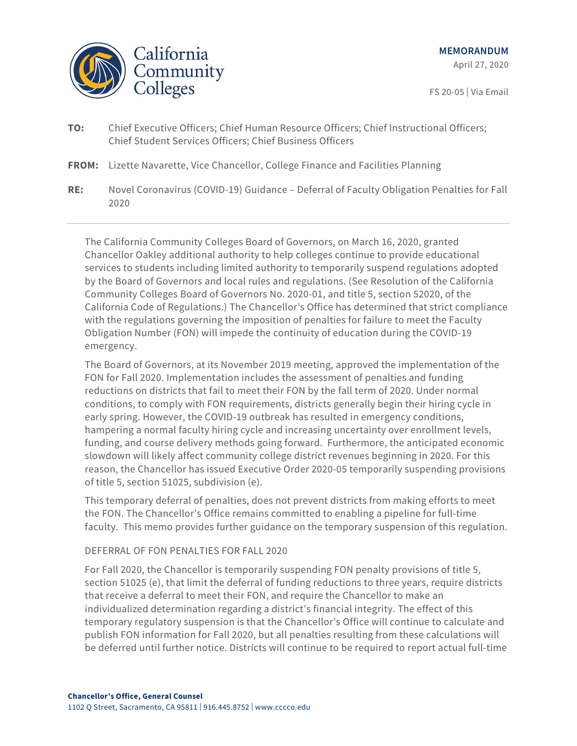**MEMORANDUM**

April 27, 2020

FS 20-05 | Via Email

**TO:** Chief Executive Officers; Chief Human Resource Officers; Chief Instructional Officers; Chief Student Services Officers; Chief Business Officers

**FROM:** Lizette Navarette, Vice Chancellor, College Finance and Facilities Planning

**RE:** Novel Coronavirus (COVID-19) Guidance – Deferral of Faculty Obligation Penalties for Fall 2020

---

The California Community Colleges Board of Governors, on March 16, 2020, granted Chancellor Oakley additional authority to help colleges continue to provide educational services to students including limited authority to temporarily suspend regulations adopted by the Board of Governors and local rules and regulations. (See Resolution of the California Community Colleges Board of Governors No. 2020-01, and title 5, section 52020, of the California Code of Regulations.) The Chancellor's Office has determined that strict compliance with the regulations governing the imposition of penalties for failure to meet the Faculty Obligation Number (FON) will impede the continuity of education during the COVID-19 emergency.

The Board of Governors, at its November 2019 meeting, approved the implementation of the FON for Fall 2020. Implementation includes the assessment of penalties and funding reductions on districts that fail to meet their FON by the fall term of 2020. Under normal conditions, to comply with FON requirements, districts generally begin their hiring cycle in early spring. However, the COVID-19 outbreak has resulted in emergency conditions, hampering a normal faculty hiring cycle and increasing uncertainty over enrollment levels, funding, and course delivery methods going forward. Furthermore, the anticipated economic slowdown will likely affect community college district revenues beginning in 2020. For this reason, the Chancellor has issued Executive Order 2020-05 temporarily suspending provisions of title 5, section 51025, subdivision (e).

This temporary deferral of penalties, does not prevent districts from making efforts to meet the FON. The Chancellor's Office remains committed to enabling a pipeline for full-time faculty. This memo provides further guidance on the temporary suspension of this regulation.

## DEFERRAL OF FON PENALTIES FOR FALL 2020

For Fall 2020, the Chancellor is temporarily suspending FON penalty provisions of title 5, section 51025 (e), that limit the deferral of funding reductions to three years, require districts that receive a deferral to meet their FON, and require the Chancellor to make an individualized determination regarding a district's financial integrity. The effect of this temporary regulatory suspension is that the Chancellor's Office will continue to calculate and publish FON information for Fall 2020, but all penalties resulting from these calculations will be deferred until further notice. Districts will continue to be required to report actual full-time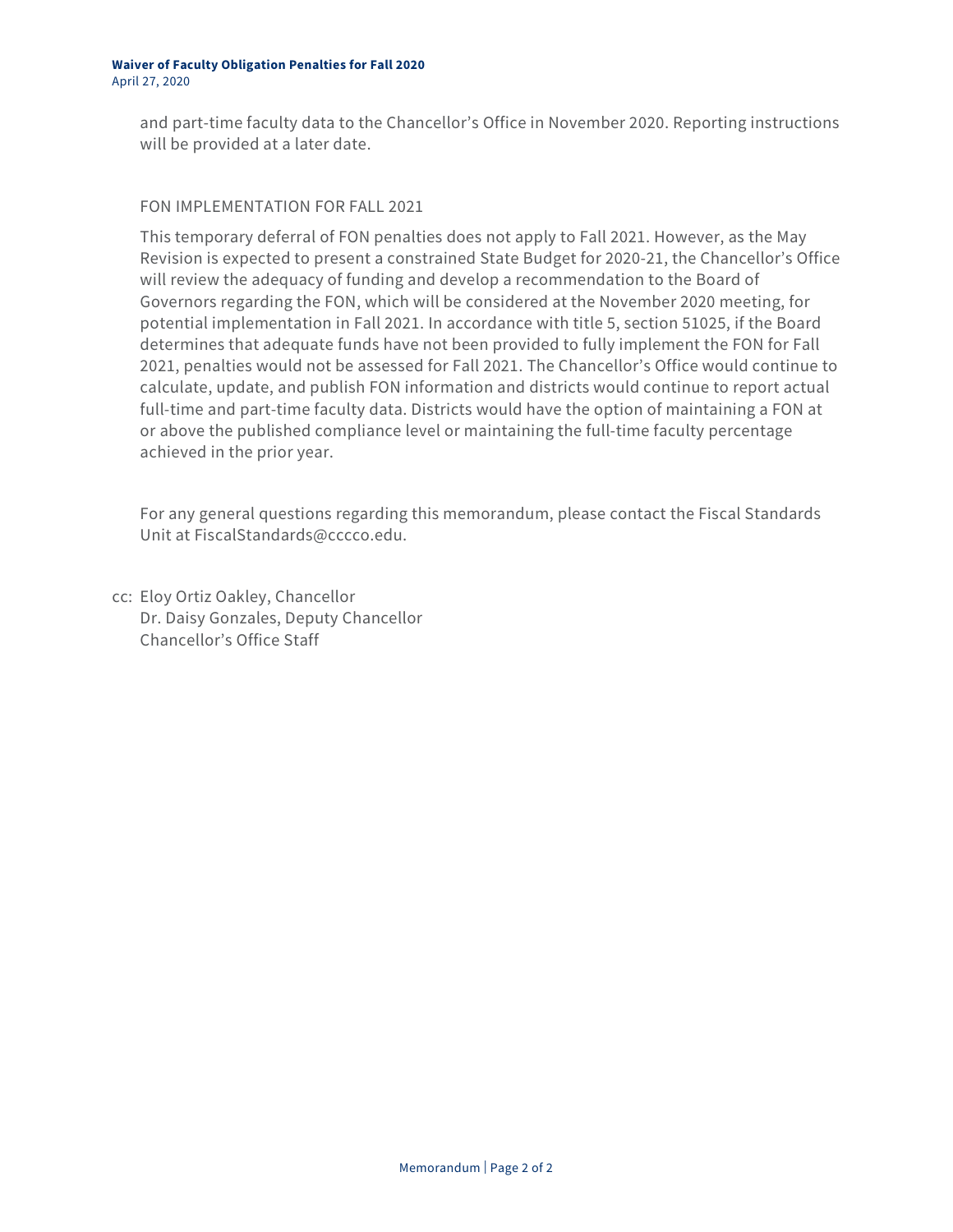and part-time faculty data to the Chancellor's Office in November 2020. Reporting instructions will be provided at a later date.

## FON IMPLEMENTATION FOR FALL 2021

This temporary deferral of FON penalties does not apply to Fall 2021. However, as the May Revision is expected to present a constrained State Budget for 2020-21, the Chancellor's Office will review the adequacy of funding and develop a recommendation to the Board of Governors regarding the FON, which will be considered at the November 2020 meeting, for potential implementation in Fall 2021. In accordance with title 5, section 51025, if the Board determines that adequate funds have not been provided to fully implement the FON for Fall 2021, penalties would not be assessed for Fall 2021. The Chancellor's Office would continue to calculate, update, and publish FON information and districts would continue to report actual full-time and part-time faculty data. Districts would have the option of maintaining a FON at or above the published compliance level or maintaining the full-time faculty percentage achieved in the prior year.

For any general questions regarding this memorandum, please contact the Fiscal Standards Unit at FiscalStandards@cccco.edu.

cc: Eloy Ortiz Oakley, Chancellor
Dr. Daisy Gonzales, Deputy Chancellor
Chancellor's Office Staff